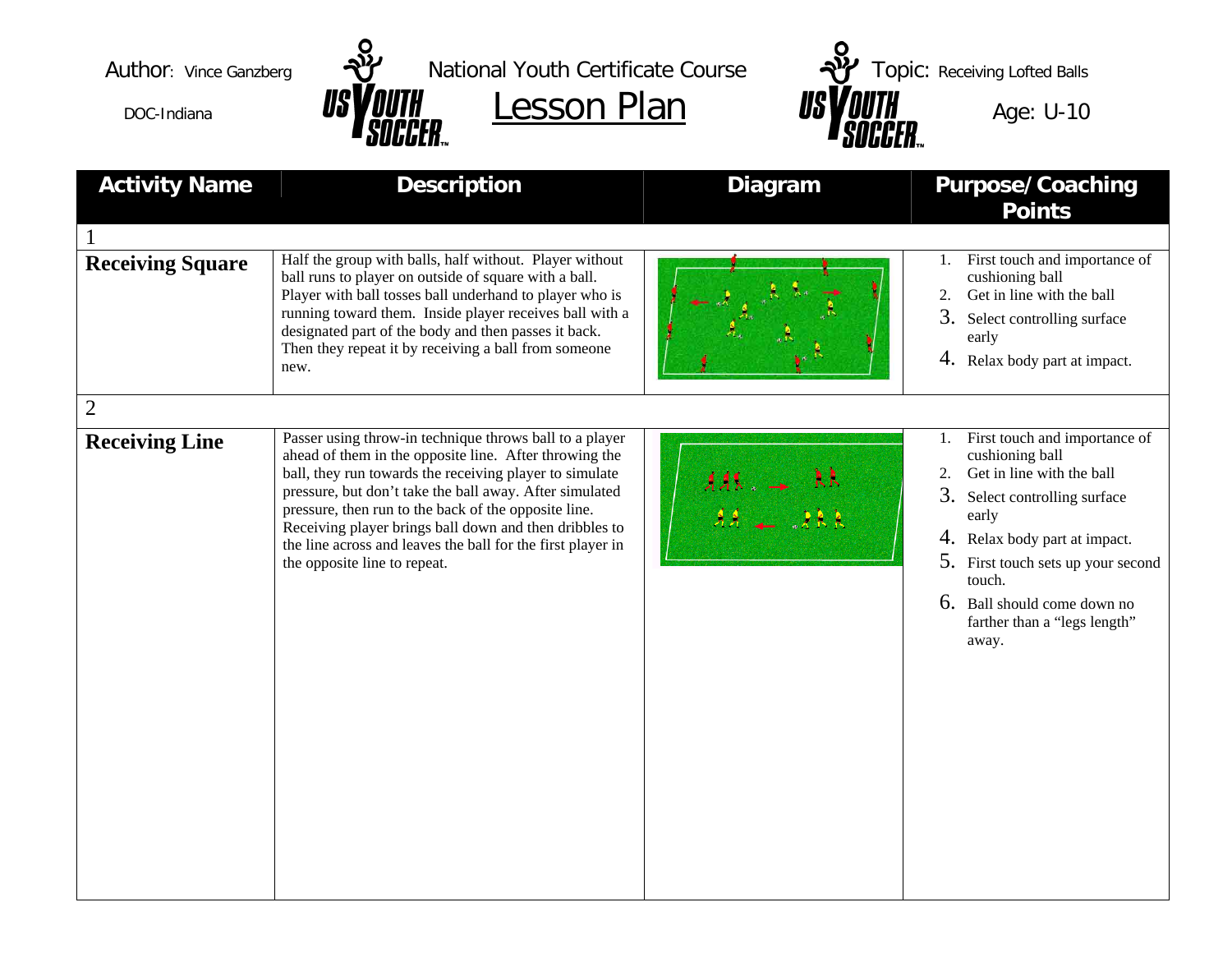Author: Vince Ganzberg

DOC-Indiana

National Youth Certificate Course

# Lesson Plan

Topic: Receiving Lofted Balls

Age: U-10

| Activity Name | Description | Diagram | Purpose/ Coaching Points |
|---|---|---|---|
| 1 | | | |
| **Receiving Square** | Half the group with balls, half without. Player without ball runs to player on outside of square with a ball. Player with ball tosses ball underhand to player who is running toward them. Inside player receives ball with a designated part of the body and then passes it back. Then they repeat it by receiving a ball from someone new. | | 1. First touch and importance of cushioning ball<br>2. Get in line with the ball<br>3. Select controlling surface early<br>4. Relax body part at impact. |
| 2 | | | |
| **Receiving Line** | Passer using throw-in technique throws ball to a player ahead of them in the opposite line. After throwing the ball, they run towards the receiving player to simulate pressure, but don't take the ball away. After simulated pressure, then run to the back of the opposite line. Receiving player brings ball down and then dribbles to the line across and leaves the ball for the first player in the opposite line to repeat. | | 1. First touch and importance of cushioning ball<br>2. Get in line with the ball<br>3. Select controlling surface early<br>4. Relax body part at impact.<br>5. First touch sets up your second touch.<br>6. Ball should come down no farther than a "legs length" away. |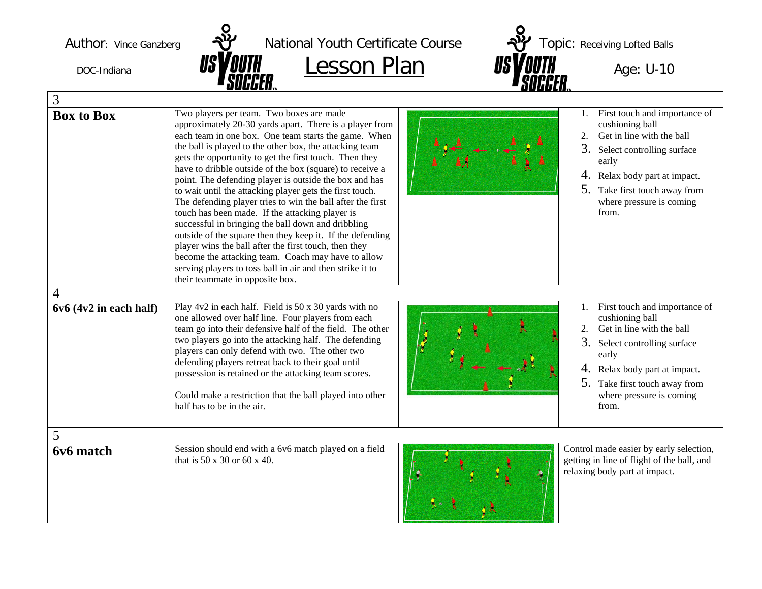Author: Vince Ganzberg

DOC-Indiana

National Youth Certificate Course

# Lesson Plan

Topic: Receiving Lofted Balls

Age: U-10

| | | |
|---|---|---|
| **3** | | |
| **Box to Box** | Two players per team. Two boxes are made approximately 20-30 yards apart. There is a player from each team in one box. One team starts the game. When the ball is played to the other box, the attacking team gets the opportunity to get the first touch. Then they have to dribble outside of the box (square) to receive a point. The defending player is outside the box and has to wait until the attacking player gets the first touch. The defending player tries to win the ball after the first touch has been made. If the attacking player is successful in bringing the ball down and dribbling outside of the square then they keep it. If the defending player wins the ball after the first touch, then they become the attacking team. Coach may have to allow serving players to toss ball in air and then strike it to their teammate in opposite box. | 1. First touch and importance of cushioning ball<br>2. Get in line with the ball<br>3. Select controlling surface early<br>4. Relax body part at impact.<br>5. Take first touch away from where pressure is coming from. |
| **4** | | |
| **6v6 (4v2 in each half)** | Play 4v2 in each half. Field is 50 x 30 yards with no one allowed over half line. Four players from each team go into their defensive half of the field. The other two players go into the attacking half. The defending players can only defend with two. The other two defending players retreat back to their goal until possession is retained or the attacking team scores.<br><br>Could make a restriction that the ball played into other half has to be in the air. | 1. First touch and importance of cushioning ball<br>2. Get in line with the ball<br>3. Select controlling surface early<br>4. Relax body part at impact.<br>5. Take first touch away from where pressure is coming from. |
| **5** | | |
| **6v6 match** | Session should end with a 6v6 match played on a field that is 50 x 30 or 60 x 40. | Control made easier by early selection, getting in line of flight of the ball, and relaxing body part at impact. |